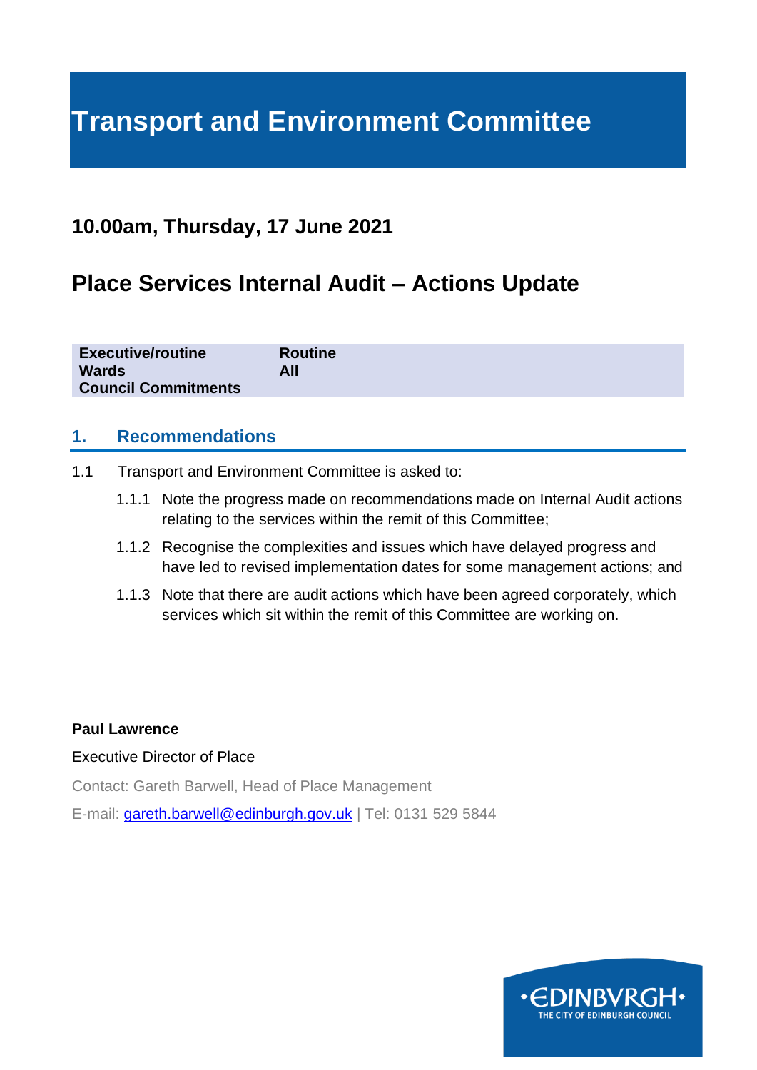# Transport and Environment Committee

## 10.00am, Thursday, 17 June 2021

## Place Services Internal Audit – Actions Update

| | |
|---|---|
| **Executive/routine** | **Routine** |
| **Wards** | **All** |
| **Council Commitments** | |

## 1. Recommendations

1.1 Transport and Environment Committee is asked to:

1.1.1 Note the progress made on recommendations made on Internal Audit actions relating to the services within the remit of this Committee;

1.1.2 Recognise the complexities and issues which have delayed progress and have led to revised implementation dates for some management actions; and

1.1.3 Note that there are audit actions which have been agreed corporately, which services which sit within the remit of this Committee are working on.

**Paul Lawrence**

Executive Director of Place

Contact: Gareth Barwell, Head of Place Management

E-mail: gareth.barwell@edinburgh.gov.uk | Tel: 0131 529 5844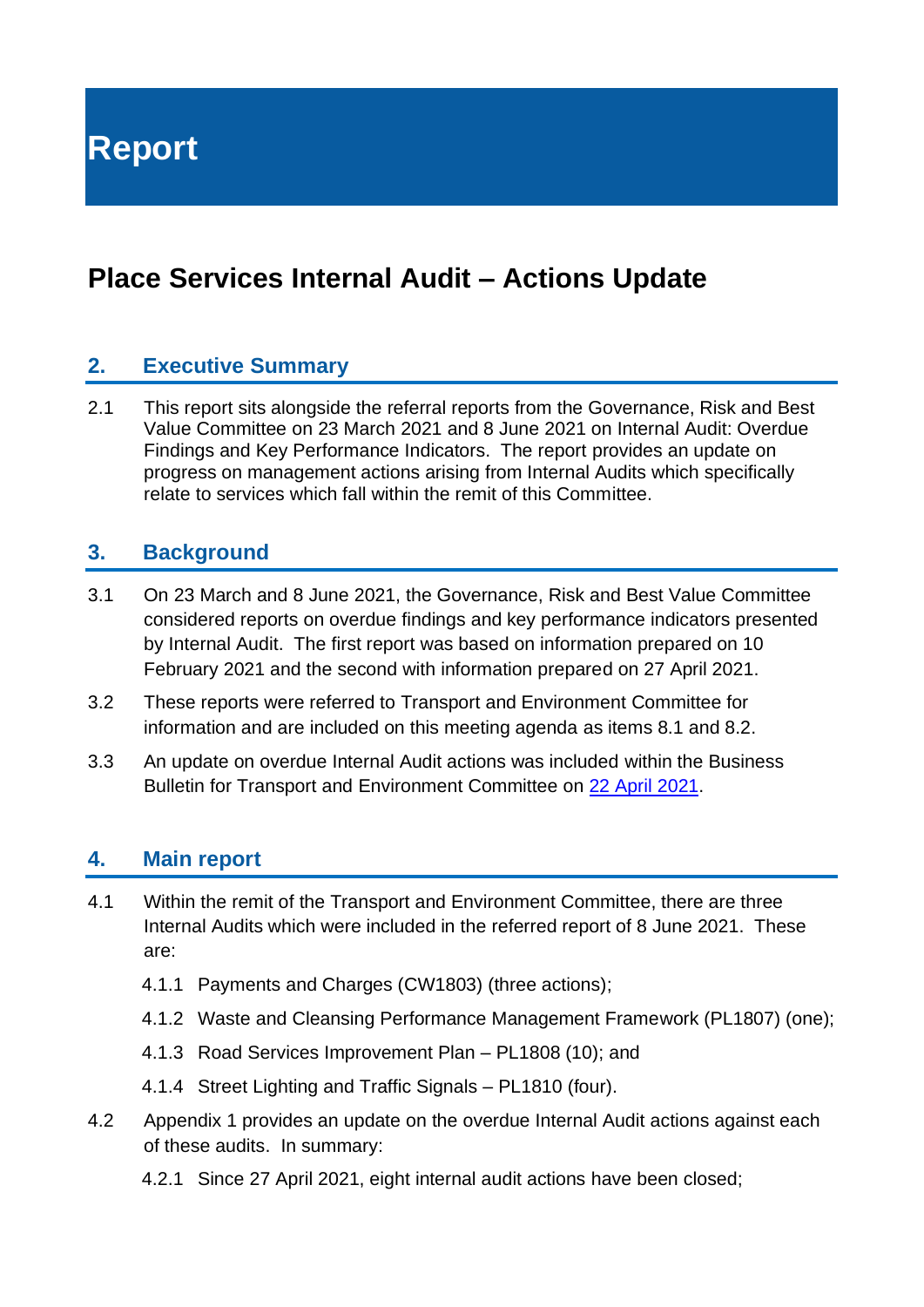# Report

## Place Services Internal Audit – Actions Update

### 2. Executive Summary

2.1 This report sits alongside the referral reports from the Governance, Risk and Best Value Committee on 23 March 2021 and 8 June 2021 on Internal Audit: Overdue Findings and Key Performance Indicators. The report provides an update on progress on management actions arising from Internal Audits which specifically relate to services which fall within the remit of this Committee.

### 3. Background

3.1 On 23 March and 8 June 2021, the Governance, Risk and Best Value Committee considered reports on overdue findings and key performance indicators presented by Internal Audit. The first report was based on information prepared on 10 February 2021 and the second with information prepared on 27 April 2021.

3.2 These reports were referred to Transport and Environment Committee for information and are included on this meeting agenda as items 8.1 and 8.2.

3.3 An update on overdue Internal Audit actions was included within the Business Bulletin for Transport and Environment Committee on [22 April 2021](22 April 2021).

### 4. Main report

4.1 Within the remit of the Transport and Environment Committee, there are three Internal Audits which were included in the referred report of 8 June 2021. These are:

4.1.1 Payments and Charges (CW1803) (three actions);

4.1.2 Waste and Cleansing Performance Management Framework (PL1807) (one);

4.1.3 Road Services Improvement Plan – PL1808 (10); and

4.1.4 Street Lighting and Traffic Signals – PL1810 (four).

4.2 Appendix 1 provides an update on the overdue Internal Audit actions against each of these audits. In summary:

4.2.1 Since 27 April 2021, eight internal audit actions have been closed;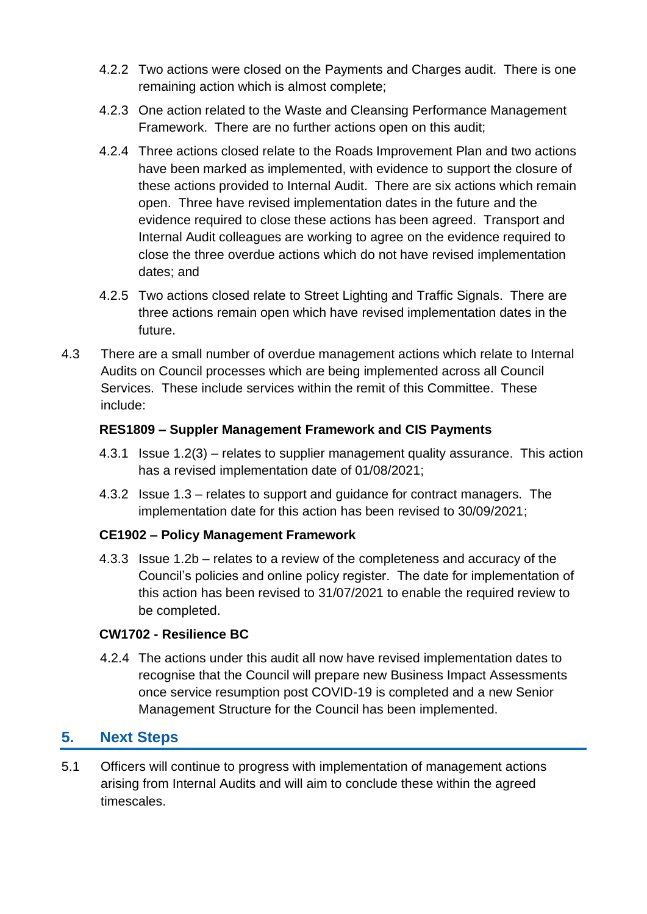4.2.2 Two actions were closed on the Payments and Charges audit. There is one remaining action which is almost complete;

4.2.3 One action related to the Waste and Cleansing Performance Management Framework. There are no further actions open on this audit;

4.2.4 Three actions closed relate to the Roads Improvement Plan and two actions have been marked as implemented, with evidence to support the closure of these actions provided to Internal Audit. There are six actions which remain open. Three have revised implementation dates in the future and the evidence required to close these actions has been agreed. Transport and Internal Audit colleagues are working to agree on the evidence required to close the three overdue actions which do not have revised implementation dates; and

4.2.5 Two actions closed relate to Street Lighting and Traffic Signals. There are three actions remain open which have revised implementation dates in the future.

4.3 There are a small number of overdue management actions which relate to Internal Audits on Council processes which are being implemented across all Council Services. These include services within the remit of this Committee. These include:

**RES1809 – Suppler Management Framework and CIS Payments**

4.3.1 Issue 1.2(3) – relates to supplier management quality assurance. This action has a revised implementation date of 01/08/2021;

4.3.2 Issue 1.3 – relates to support and guidance for contract managers. The implementation date for this action has been revised to 30/09/2021;

**CE1902 – Policy Management Framework**

4.3.3 Issue 1.2b – relates to a review of the completeness and accuracy of the Council's policies and online policy register. The date for implementation of this action has been revised to 31/07/2021 to enable the required review to be completed.

**CW1702 - Resilience BC**

4.2.4 The actions under this audit all now have revised implementation dates to recognise that the Council will prepare new Business Impact Assessments once service resumption post COVID-19 is completed and a new Senior Management Structure for the Council has been implemented.

## 5. Next Steps

5.1 Officers will continue to progress with implementation of management actions arising from Internal Audits and will aim to conclude these within the agreed timescales.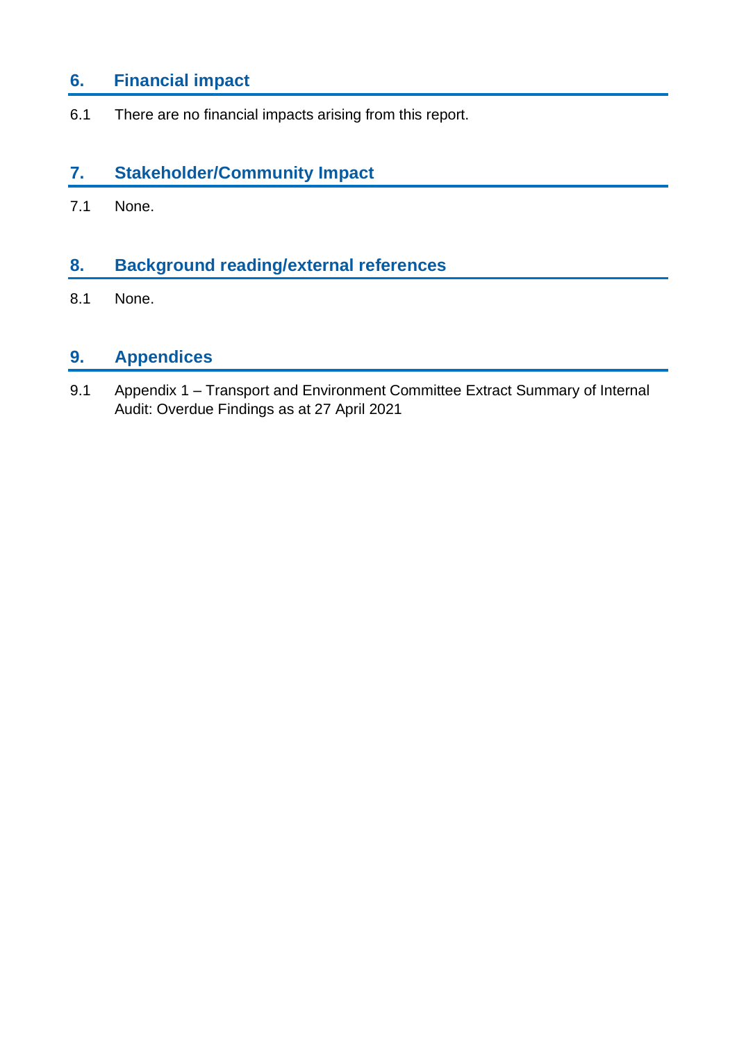## 6. Financial impact

6.1 There are no financial impacts arising from this report.

## 7. Stakeholder/Community Impact

7.1 None.

## 8. Background reading/external references

8.1 None.

## 9. Appendices

9.1 Appendix 1 – Transport and Environment Committee Extract Summary of Internal Audit: Overdue Findings as at 27 April 2021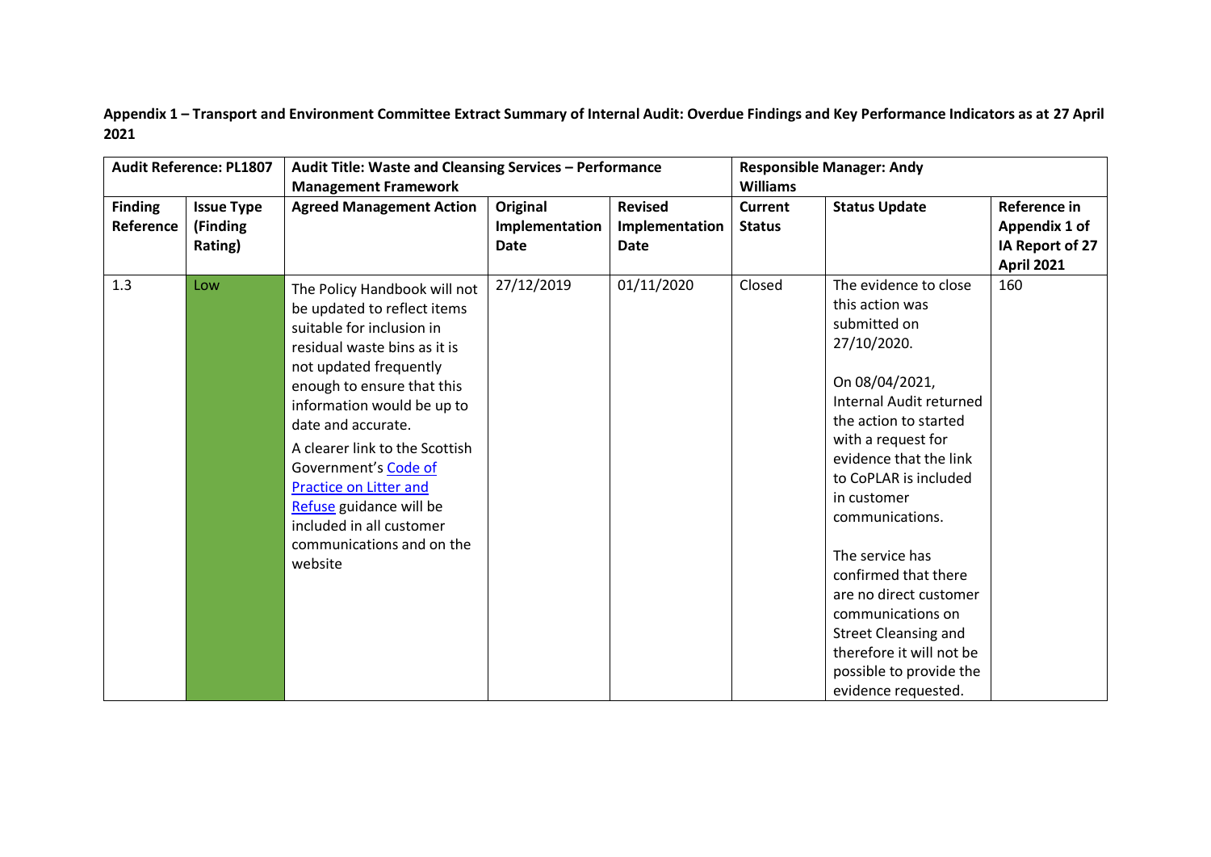**Appendix 1 – Transport and Environment Committee Extract Summary of Internal Audit: Overdue Findings and Key Performance Indicators as at 27 April 2021**

| **Audit Reference: PL1807** | | **Audit Title: Waste and Cleansing Services – Performance Management Framework** | | | **Responsible Manager: Andy Williams** | | |
|---|---|---|---|---|---|---|---|
| **Finding Reference** | **Issue Type (Finding Rating)** | **Agreed Management Action** | **Original Implementation Date** | **Revised Implementation Date** | **Current Status** | **Status Update** | **Reference in Appendix 1 of IA Report of 27 April 2021** |
| 1.3 | Low | The Policy Handbook will not be updated to reflect items suitable for inclusion in residual waste bins as it is not updated frequently enough to ensure that this information would be up to date and accurate.<br><br>A clearer link to the Scottish Government's Code of Practice on Litter and Refuse guidance will be included in all customer communications and on the website | 27/12/2019 | 01/11/2020 | Closed | The evidence to close this action was submitted on 27/10/2020.<br><br>On 08/04/2021, Internal Audit returned the action to started with a request for evidence that the link to CoPLAR is included in customer communications.<br><br>The service has confirmed that there are no direct customer communications on Street Cleansing and therefore it will not be possible to provide the evidence requested. | 160 |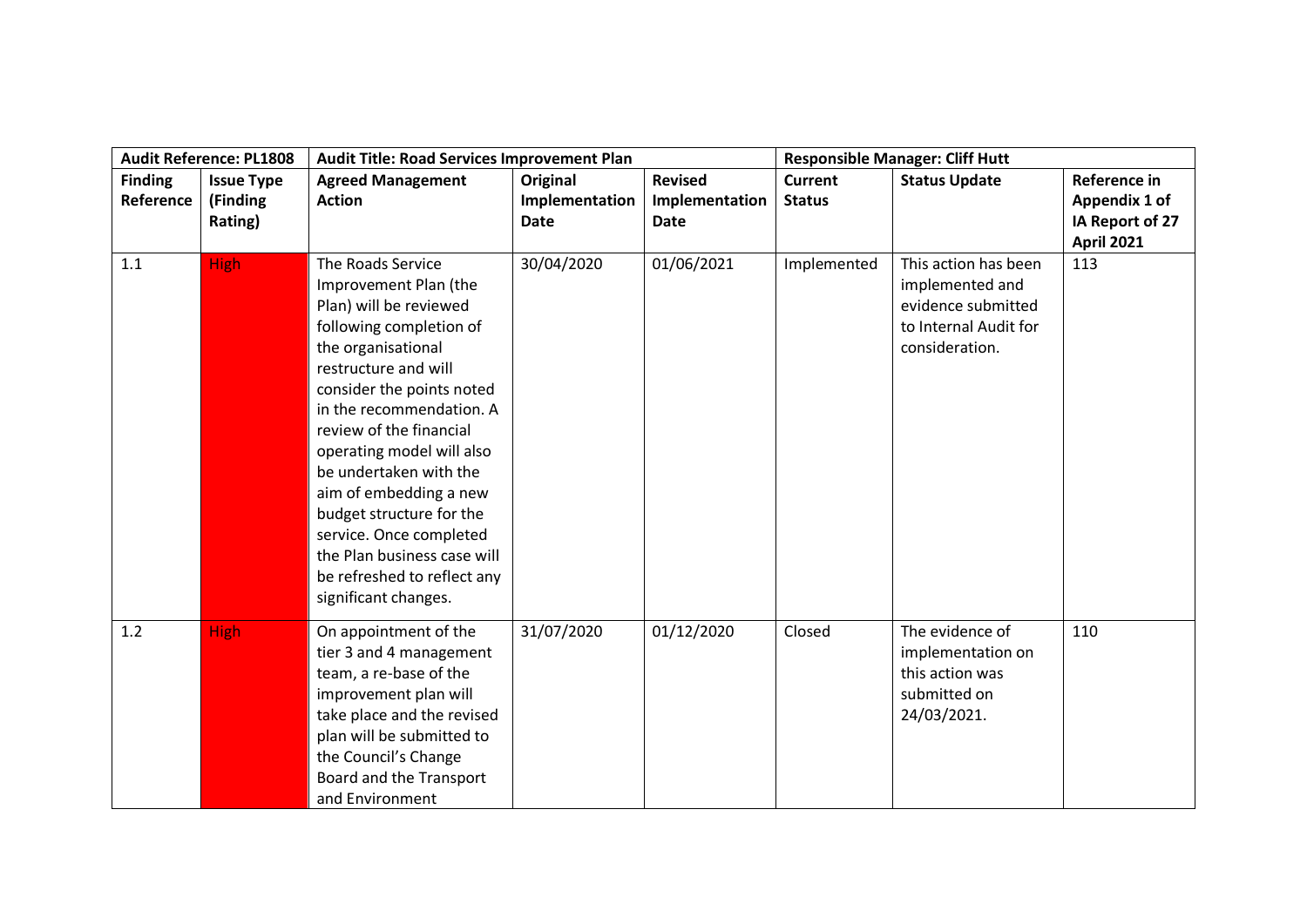| Audit Reference: PL1808 | | Audit Title: Road Services Improvement Plan | | | Responsible Manager: Cliff Hutt | | |
|---|---|---|---|---|---|---|---|
| **Finding Reference** | **Issue Type (Finding Rating)** | **Agreed Management Action** | **Original Implementation Date** | **Revised Implementation Date** | **Current Status** | **Status Update** | **Reference in Appendix 1 of IA Report of 27 April 2021** |
| 1.1 | High | The Roads Service Improvement Plan (the Plan) will be reviewed following completion of the organisational restructure and will consider the points noted in the recommendation. A review of the financial operating model will also be undertaken with the aim of embedding a new budget structure for the service. Once completed the Plan business case will be refreshed to reflect any significant changes. | 30/04/2020 | 01/06/2021 | Implemented | This action has been implemented and evidence submitted to Internal Audit for consideration. | 113 |
| 1.2 | High | On appointment of the tier 3 and 4 management team, a re-base of the improvement plan will take place and the revised plan will be submitted to the Council's Change Board and the Transport and Environment | 31/07/2020 | 01/12/2020 | Closed | The evidence of implementation on this action was submitted on 24/03/2021. | 110 |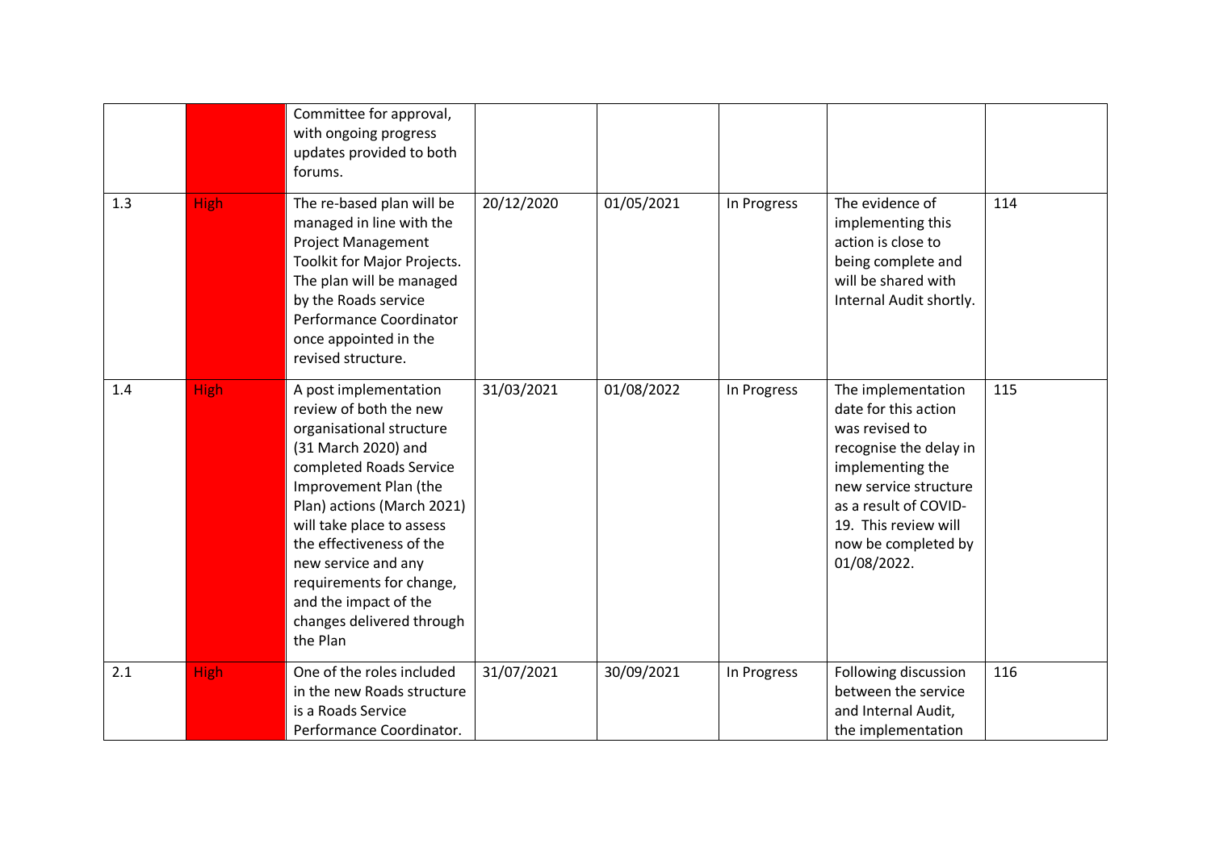| | | | | | | | |
|---|---|---|---|---|---|---|---|
| | | Committee for approval, with ongoing progress updates provided to both forums. | | | | | |
| 1.3 | High | The re-based plan will be managed in line with the Project Management Toolkit for Major Projects. The plan will be managed by the Roads service Performance Coordinator once appointed in the revised structure. | 20/12/2020 | 01/05/2021 | In Progress | The evidence of implementing this action is close to being complete and will be shared with Internal Audit shortly. | 114 |
| 1.4 | High | A post implementation review of both the new organisational structure (31 March 2020) and completed Roads Service Improvement Plan (the Plan) actions (March 2021) will take place to assess the effectiveness of the new service and any requirements for change, and the impact of the changes delivered through the Plan | 31/03/2021 | 01/08/2022 | In Progress | The implementation date for this action was revised to recognise the delay in implementing the new service structure as a result of COVID-19. This review will now be completed by 01/08/2022. | 115 |
| 2.1 | High | One of the roles included in the new Roads structure is a Roads Service Performance Coordinator. | 31/07/2021 | 30/09/2021 | In Progress | Following discussion between the service and Internal Audit, the implementation | 116 |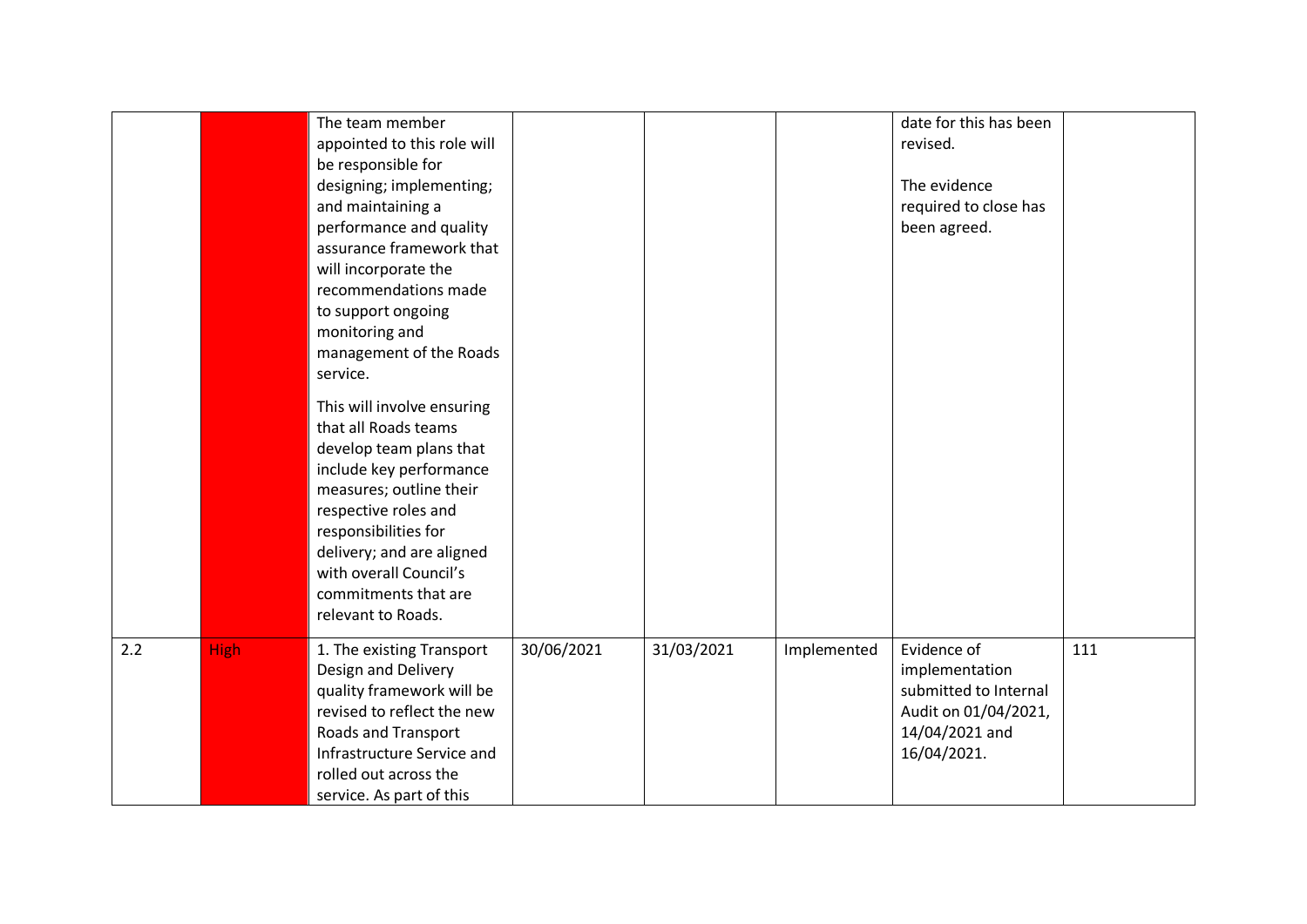| | | | | | | | |
|---|---|---|---|---|---|---|---|
| | | The team member appointed to this role will be responsible for designing; implementing; and maintaining a performance and quality assurance framework that will incorporate the recommendations made to support ongoing monitoring and management of the Roads service.<br><br>This will involve ensuring that all Roads teams develop team plans that include key performance measures; outline their respective roles and responsibilities for delivery; and are aligned with overall Council's commitments that are relevant to Roads. | | | | date for this has been revised.<br><br>The evidence required to close has been agreed. | |
| 2.2 | High | 1. The existing Transport Design and Delivery quality framework will be revised to reflect the new Roads and Transport Infrastructure Service and rolled out across the service. As part of this | 30/06/2021 | 31/03/2021 | Implemented | Evidence of implementation submitted to Internal Audit on 01/04/2021, 14/04/2021 and 16/04/2021. | 111 |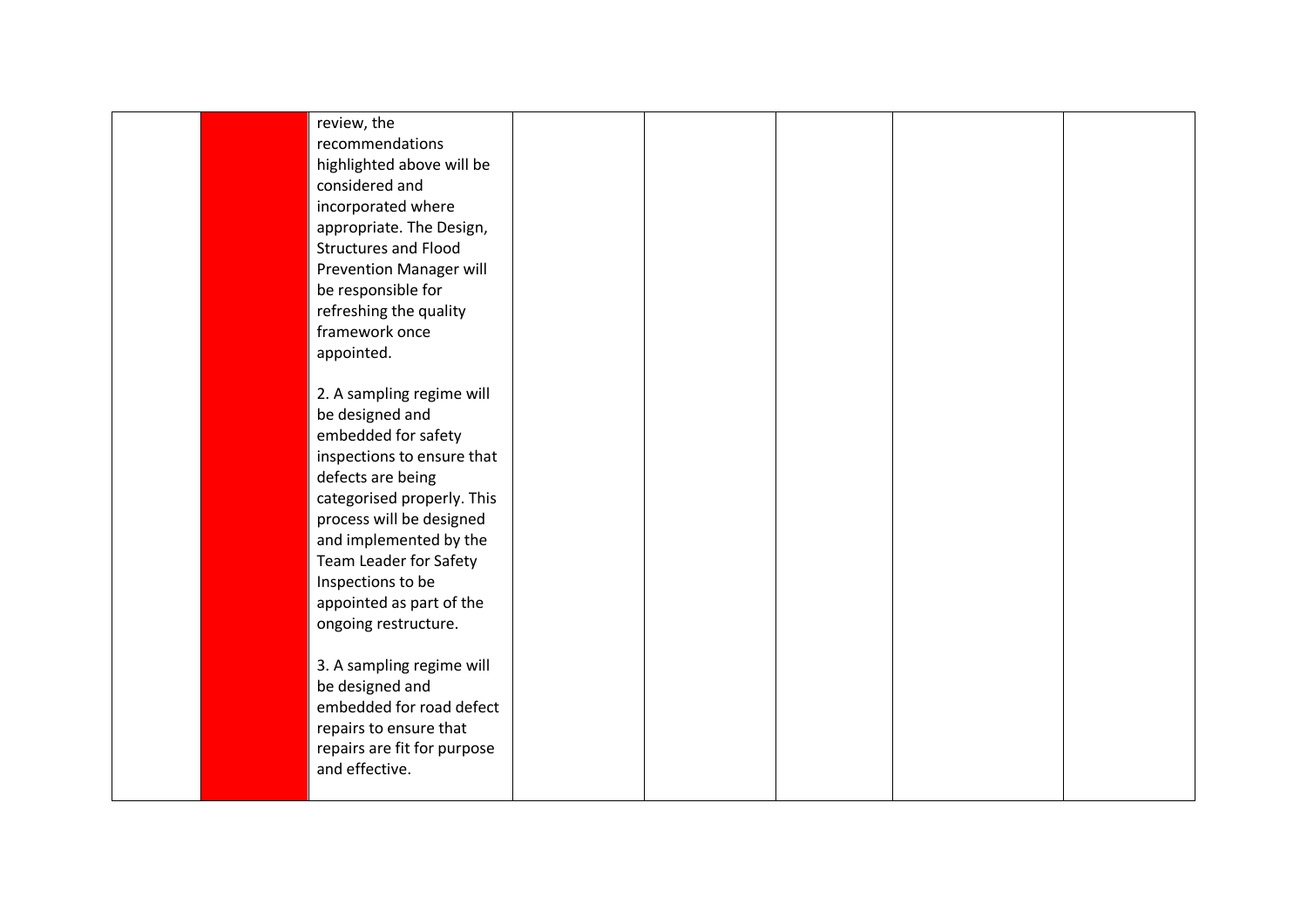|  |  | review, the recommendations highlighted above will be considered and incorporated where appropriate. The Design, Structures and Flood Prevention Manager will be responsible for refreshing the quality framework once appointed.<br><br>2. A sampling regime will be designed and embedded for safety inspections to ensure that defects are being categorised properly. This process will be designed and implemented by the Team Leader for Safety Inspections to be appointed as part of the ongoing restructure.<br><br>3. A sampling regime will be designed and embedded for road defect repairs to ensure that repairs are fit for purpose and effective. |  |  |  |  |  |
|---|---|---|---|---|---|---|---|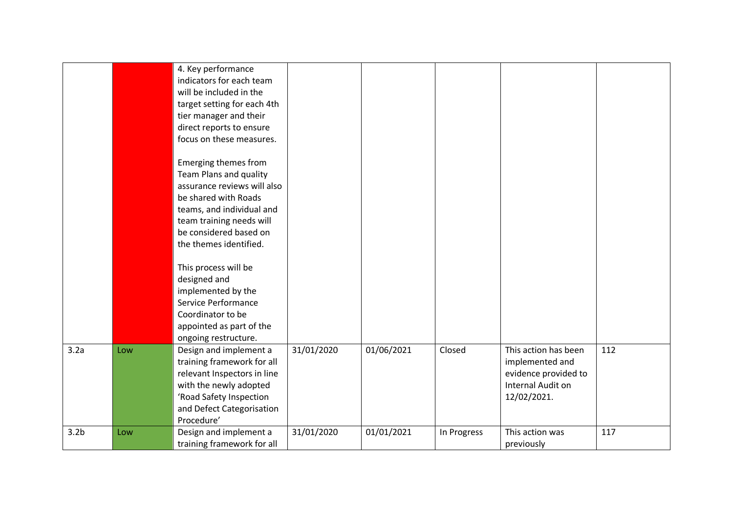| | | | | | | | |
|---|---|---|---|---|---|---|---|
| | | 4. Key performance indicators for each team will be included in the target setting for each 4th tier manager and their direct reports to ensure focus on these measures.<br><br>Emerging themes from Team Plans and quality assurance reviews will also be shared with Roads teams, and individual and team training needs will be considered based on the themes identified.<br><br>This process will be designed and implemented by the Service Performance Coordinator to be appointed as part of the ongoing restructure. | | | | | |
| 3.2a | Low | Design and implement a training framework for all relevant Inspectors in line with the newly adopted 'Road Safety Inspection and Defect Categorisation Procedure' | 31/01/2020 | 01/06/2021 | Closed | This action has been implemented and evidence provided to Internal Audit on 12/02/2021. | 112 |
| 3.2b | Low | Design and implement a training framework for all | 31/01/2020 | 01/01/2021 | In Progress | This action was previously | 117 |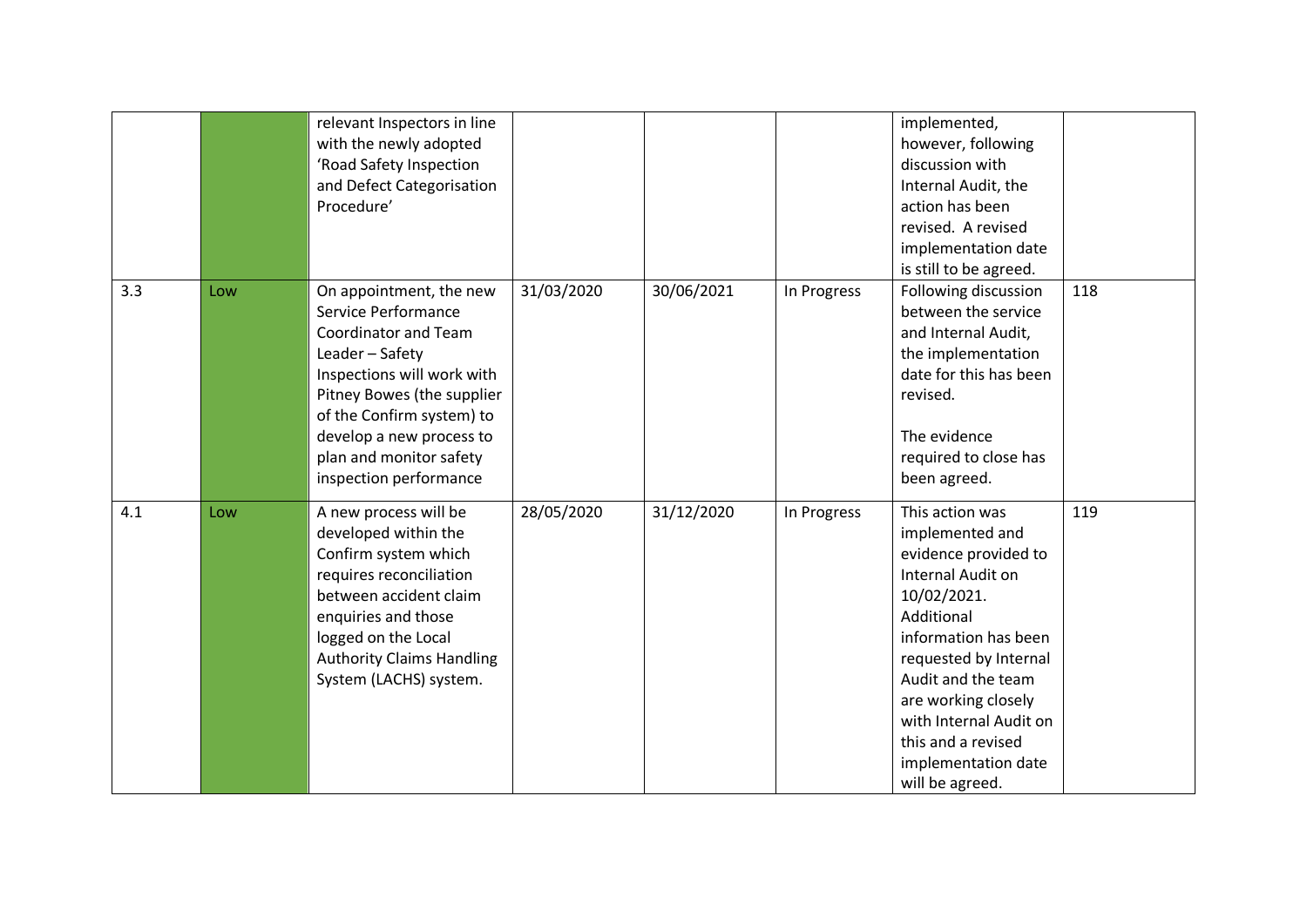| | | | | | | | |
|---|---|---|---|---|---|---|---|
| | | relevant Inspectors in line with the newly adopted 'Road Safety Inspection and Defect Categorisation Procedure' | | | | implemented, however, following discussion with Internal Audit, the action has been revised. A revised implementation date is still to be agreed. | |
| 3.3 | Low | On appointment, the new Service Performance Coordinator and Team Leader – Safety Inspections will work with Pitney Bowes (the supplier of the Confirm system) to develop a new process to plan and monitor safety inspection performance | 31/03/2020 | 30/06/2021 | In Progress | Following discussion between the service and Internal Audit, the implementation date for this has been revised.<br><br>The evidence required to close has been agreed. | 118 |
| 4.1 | Low | A new process will be developed within the Confirm system which requires reconciliation between accident claim enquiries and those logged on the Local Authority Claims Handling System (LACHS) system. | 28/05/2020 | 31/12/2020 | In Progress | This action was implemented and evidence provided to Internal Audit on 10/02/2021. Additional information has been requested by Internal Audit and the team are working closely with Internal Audit on this and a revised implementation date will be agreed. | 119 |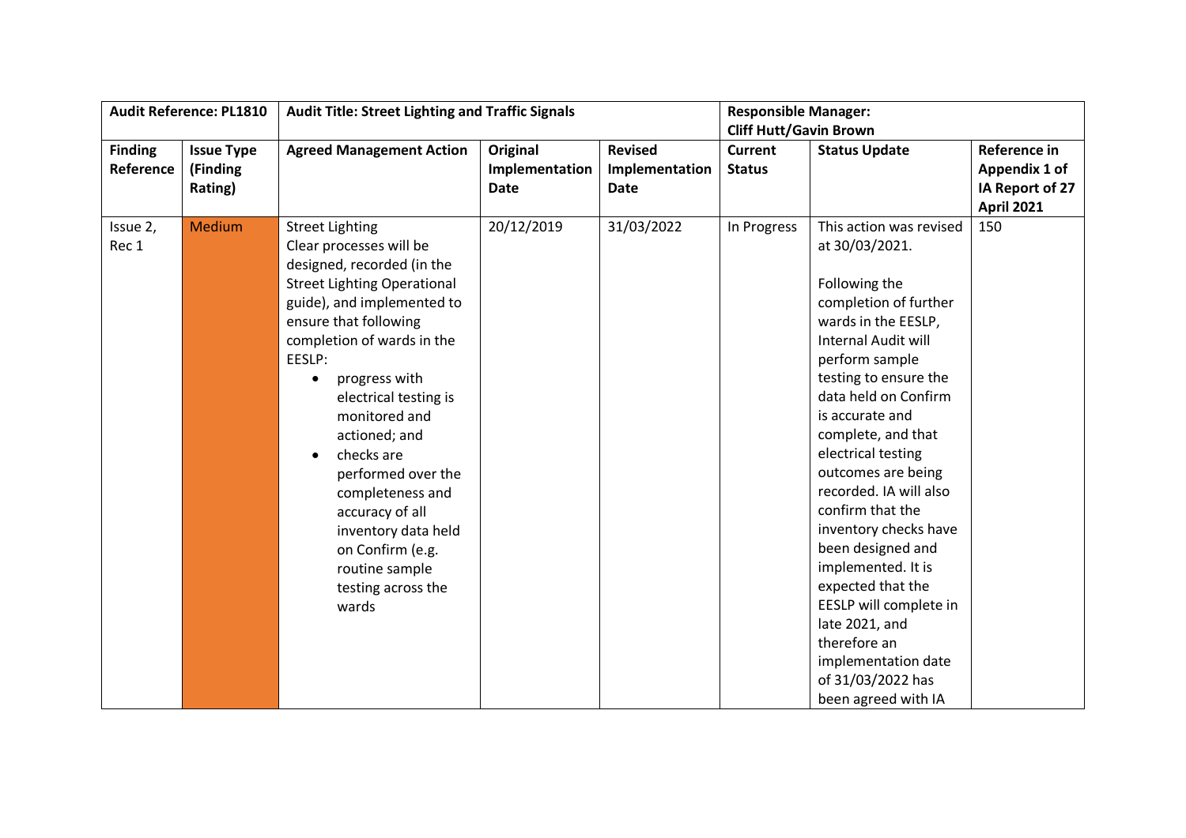| **Audit Reference: PL1810** | | **Audit Title: Street Lighting and Traffic Signals** | | | **Responsible Manager: Cliff Hutt/Gavin Brown** | | |
|---|---|---|---|---|---|---|---|
| **Finding Reference** | **Issue Type (Finding Rating)** | **Agreed Management Action** | **Original Implementation Date** | **Revised Implementation Date** | **Current Status** | **Status Update** | **Reference in Appendix 1 of IA Report of 27 April 2021** |
| Issue 2, Rec 1 | Medium | Street Lighting<br>Clear processes will be designed, recorded (in the Street Lighting Operational guide), and implemented to ensure that following completion of wards in the EESLP:<br>• progress with electrical testing is monitored and actioned; and<br>• checks are performed over the completeness and accuracy of all inventory data held on Confirm (e.g. routine sample testing across the wards | 20/12/2019 | 31/03/2022 | In Progress | This action was revised at 30/03/2021.<br><br>Following the completion of further wards in the EESLP, Internal Audit will perform sample testing to ensure the data held on Confirm is accurate and complete, and that electrical testing outcomes are being recorded. IA will also confirm that the inventory checks have been designed and implemented. It is expected that the EESLP will complete in late 2021, and therefore an implementation date of 31/03/2022 has been agreed with IA | 150 |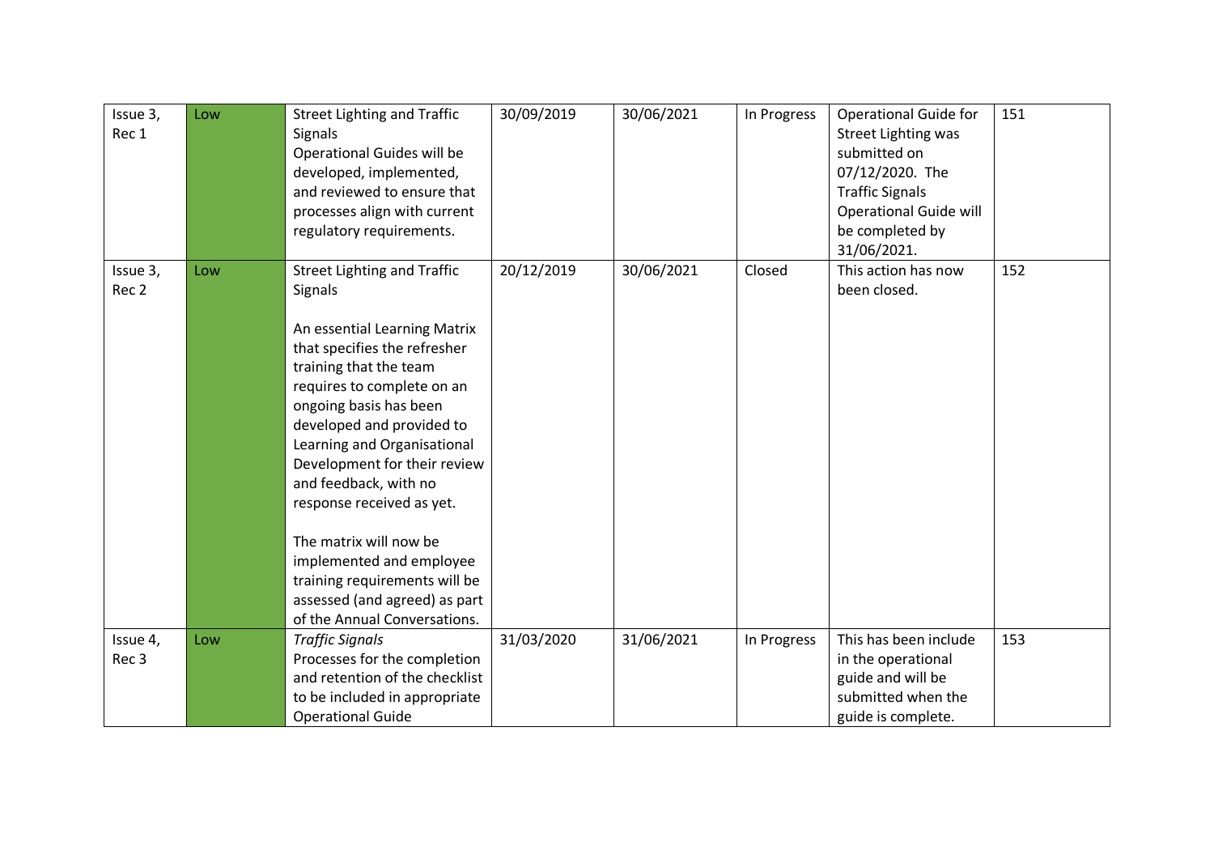| | | | | | | | |
|---|---|---|---|---|---|---|---|
| Issue 3, Rec 1 | Low | Street Lighting and Traffic Signals<br>Operational Guides will be developed, implemented, and reviewed to ensure that processes align with current regulatory requirements. | 30/09/2019 | 30/06/2021 | In Progress | Operational Guide for Street Lighting was submitted on 07/12/2020. The Traffic Signals Operational Guide will be completed by 31/06/2021. | 151 |
| Issue 3, Rec 2 | Low | Street Lighting and Traffic Signals<br><br>An essential Learning Matrix that specifies the refresher training that the team requires to complete on an ongoing basis has been developed and provided to Learning and Organisational Development for their review and feedback, with no response received as yet.<br><br>The matrix will now be implemented and employee training requirements will be assessed (and agreed) as part of the Annual Conversations. | 20/12/2019 | 30/06/2021 | Closed | This action has now been closed. | 152 |
| Issue 4, Rec 3 | Low | *Traffic Signals*<br>Processes for the completion and retention of the checklist to be included in appropriate Operational Guide | 31/03/2020 | 31/06/2021 | In Progress | This has been include in the operational guide and will be submitted when the guide is complete. | 153 |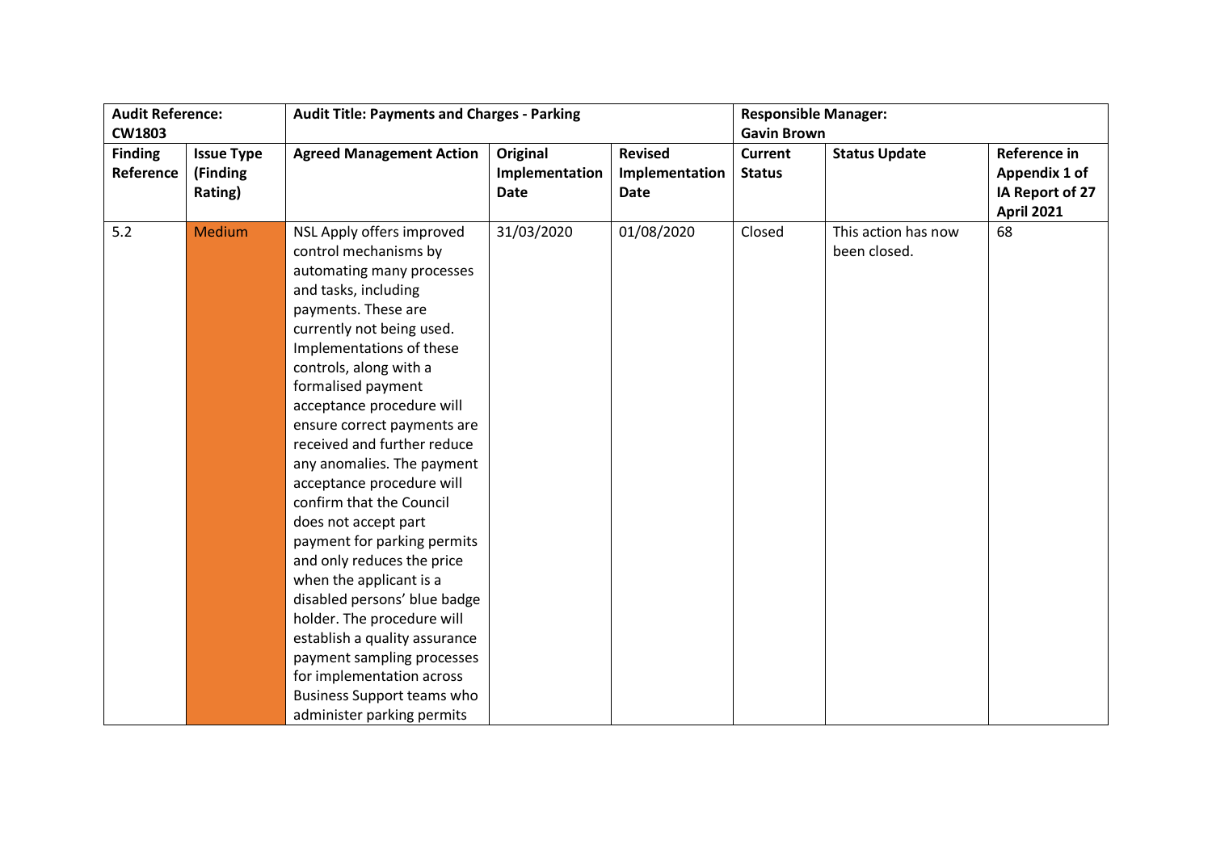| Audit Reference: CW1803 | | Audit Title: Payments and Charges - Parking | | | Responsible Manager: Gavin Brown | | |
|---|---|---|---|---|---|---|---|
| **Finding Reference** | **Issue Type (Finding Rating)** | **Agreed Management Action** | **Original Implementation Date** | **Revised Implementation Date** | **Current Status** | **Status Update** | **Reference in Appendix 1 of IA Report of 27 April 2021** |
| 5.2 | Medium | NSL Apply offers improved control mechanisms by automating many processes and tasks, including payments. These are currently not being used. Implementations of these controls, along with a formalised payment acceptance procedure will ensure correct payments are received and further reduce any anomalies. The payment acceptance procedure will confirm that the Council does not accept part payment for parking permits and only reduces the price when the applicant is a disabled persons' blue badge holder. The procedure will establish a quality assurance payment sampling processes for implementation across Business Support teams who administer parking permits | 31/03/2020 | 01/08/2020 | Closed | This action has now been closed. | 68 |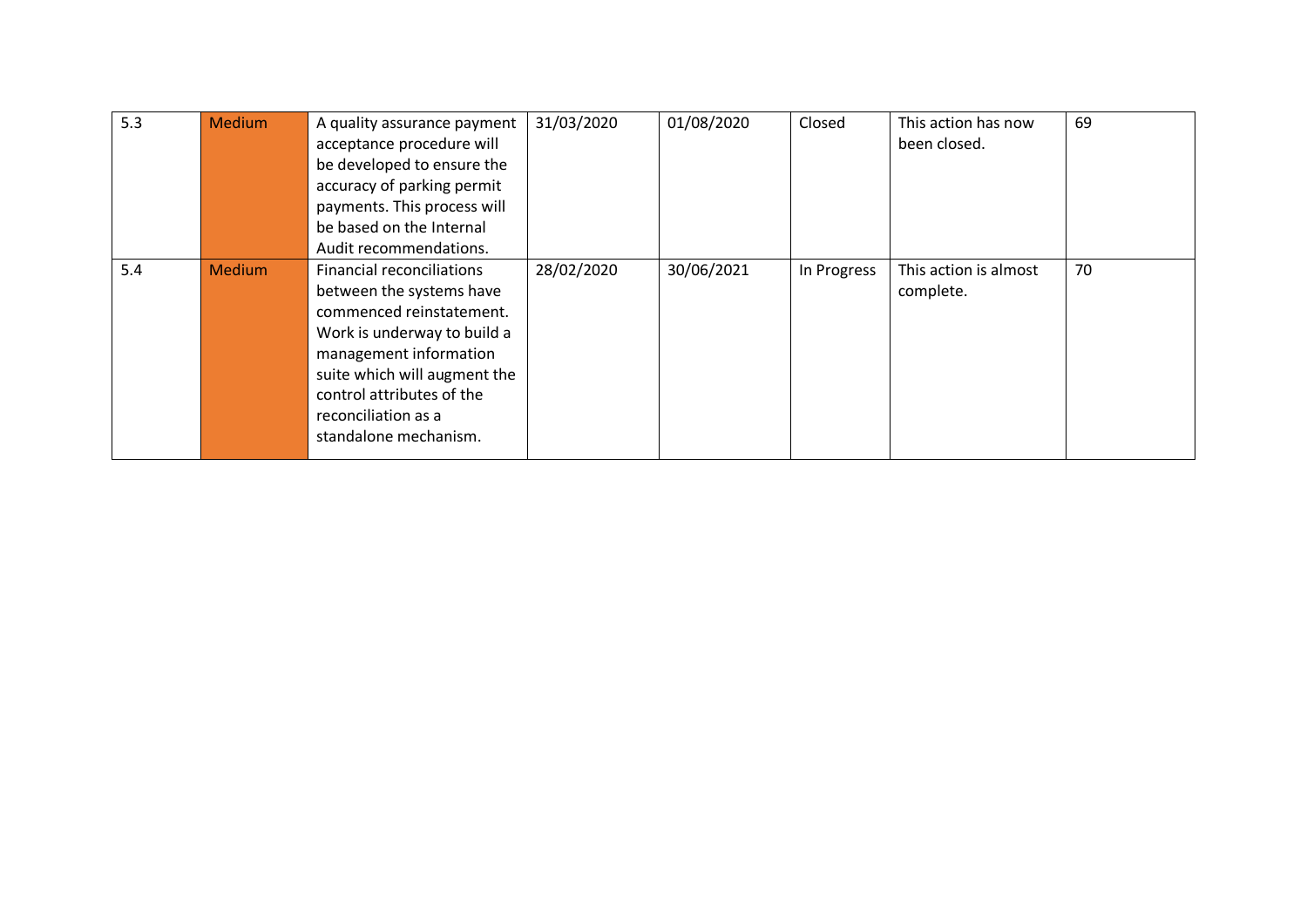| | | | | | | | |
|---|---|---|---|---|---|---|---|
| 5.3 | Medium | A quality assurance payment acceptance procedure will be developed to ensure the accuracy of parking permit payments. This process will be based on the Internal Audit recommendations. | 31/03/2020 | 01/08/2020 | Closed | This action has now been closed. | 69 |
| 5.4 | Medium | Financial reconciliations between the systems have commenced reinstatement. Work is underway to build a management information suite which will augment the control attributes of the reconciliation as a standalone mechanism. | 28/02/2020 | 30/06/2021 | In Progress | This action is almost complete. | 70 |